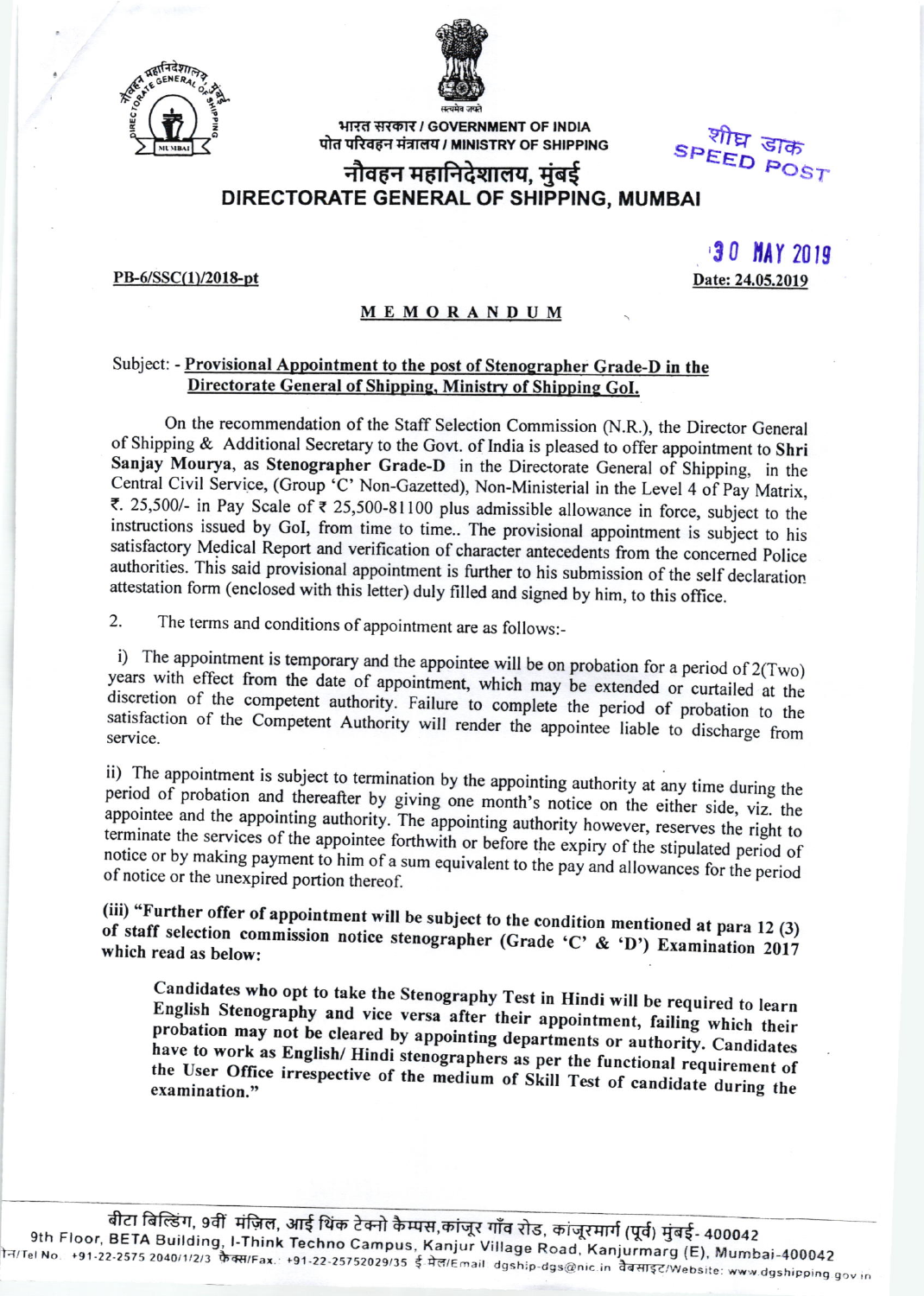भारत सरकार / GOVERNMENT OF INDIA
पोत परिवहन मंत्रालय / MINISTRY OF SHIPPING

शीघ्र डाक
SPEED POST

# नौवहन महानिदेशालय, मुंबई
# DIRECTORATE GENERAL OF SHIPPING, MUMBAI

30 MAY 2019

PB-6/SSC(1)/2018-pt

Date: 24.05.2019

## MEMORANDUM

Subject: - **Provisional Appointment to the post of Stenographer Grade-D in the Directorate General of Shipping, Ministry of Shipping GoI.**

On the recommendation of the Staff Selection Commission (N.R.), the Director General of Shipping & Additional Secretary to the Govt. of India is pleased to offer appointment to **Shri Sanjay Mourya**, as **Stenographer Grade-D** in the Directorate General of Shipping, in the Central Civil Service, (Group 'C' Non-Gazetted), Non-Ministerial in the Level 4 of Pay Matrix, ₹. 25,500/- in Pay Scale of ₹ 25,500-81100 plus admissible allowance in force, subject to the instructions issued by GoI, from time to time.. The provisional appointment is subject to his satisfactory Medical Report and verification of character antecedents from the concerned Police authorities. This said provisional appointment is further to his submission of the self declaration attestation form (enclosed with this letter) duly filled and signed by him, to this office.

2. The terms and conditions of appointment are as follows:-

i) The appointment is temporary and the appointee will be on probation for a period of 2(Two) years with effect from the date of appointment, which may be extended or curtailed at the discretion of the competent authority. Failure to complete the period of probation to the satisfaction of the Competent Authority will render the appointee liable to discharge from service.

ii) The appointment is subject to termination by the appointing authority at any time during the period of probation and thereafter by giving one month's notice on the either side, viz. the appointee and the appointing authority. The appointing authority however, reserves the right to terminate the services of the appointee forthwith or before the expiry of the stipulated period of notice or by making payment to him of a sum equivalent to the pay and allowances for the period of notice or the unexpired portion thereof.

**(iii) "Further offer of appointment will be subject to the condition mentioned at para 12 (3) of staff selection commission notice stenographer (Grade 'C' & 'D') Examination 2017 which read as below:**

> **Candidates who opt to take the Stenography Test in Hindi will be required to learn English Stenography and vice versa after their appointment, failing which their probation may not be cleared by appointing departments or authority. Candidates have to work as English/ Hindi stenographers as per the functional requirement of the User Office irrespective of the medium of Skill Test of candidate during the examination."**

बीटा बिल्डिंग, 9वीं मंज़िल, आई थिंक टेक्नो कैम्पस, कांजूर गाँव रोड, कांजूरमार्ग (पूर्व) मुंबई- 400042
9th Floor, BETA Building, I-Think Techno Campus, Kanjur Village Road, Kanjurmarg (E), Mumbai-400042
फोन/Tel No. +91-22-2575 2040/1/2/3 फैक्स/Fax: +91-22-25752029/35 ई-मेल/Email dgship-dgs@nic.in वेबसाइट/Website: www.dgshipping.gov.in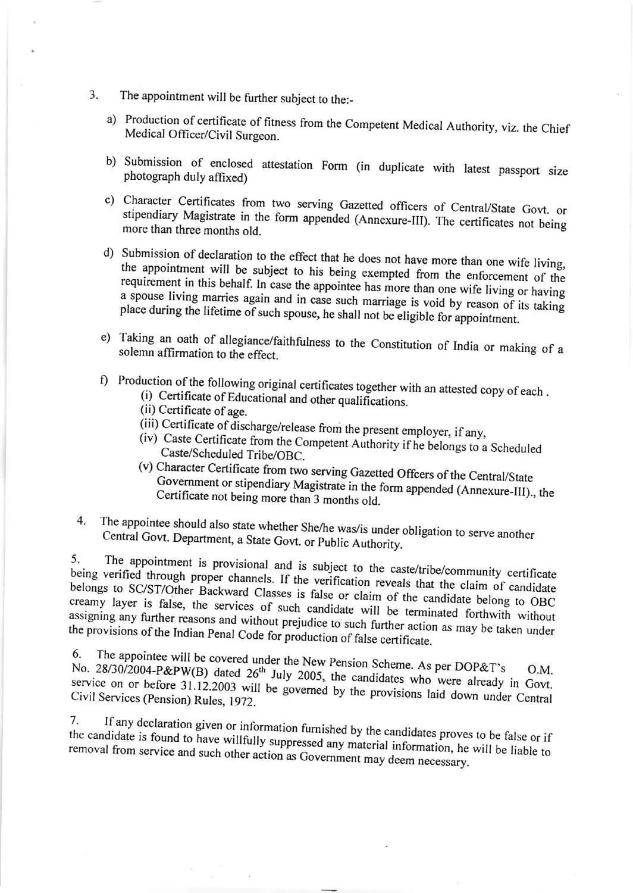3. The appointment will be further subject to the:-

   a) Production of certificate of fitness from the Competent Medical Authority, viz. the Chief Medical Officer/Civil Surgeon.

   b) Submission of enclosed attestation Form (in duplicate with latest passport size photograph duly affixed)

   c) Character Certificates from two serving Gazetted officers of Central/State Govt. or stipendiary Magistrate in the form appended (Annexure-III). The certificates not being more than three months old.

   d) Submission of declaration to the effect that he does not have more than one wife living, the appointment will be subject to his being exempted from the enforcement of the requirement in this behalf. In case the appointee has more than one wife living or having a spouse living marries again and in case such marriage is void by reason of its taking place during the lifetime of such spouse, he shall not be eligible for appointment.

   e) Taking an oath of allegiance/faithfulness to the Constitution of India or making of a solemn affirmation to the effect.

   f) Production of the following original certificates together with an attested copy of each .
      (i) Certificate of Educational and other qualifications.
      (ii) Certificate of age.
      (iii) Certificate of discharge/release from the present employer, if any,
      (iv) Caste Certificate from the Competent Authority if he belongs to a Scheduled Caste/Scheduled Tribe/OBC.
      (v) Character Certificate from two serving Gazetted Offcers of the Central/State Government or stipendiary Magistrate in the form appended (Annexure-III)., the Certificate not being more than 3 months old.

4. The appointee should also state whether She/he was/is under obligation to serve another Central Govt. Department, a State Govt. or Public Authority.

5. The appointment is provisional and is subject to the caste/tribe/community certificate being verified through proper channels. If the verification reveals that the claim of candidate belongs to SC/ST/Other Backward Classes is false or claim of the candidate belong to OBC creamy layer is false, the services of such candidate will be terminated forthwith without assigning any further reasons and without prejudice to such further action as may be taken under the provisions of the Indian Penal Code for production of false certificate.

6. The appointee will be covered under the New Pension Scheme. As per DOP&T's O.M. No. 28/30/2004-P&PW(B) dated 26th July 2005, the candidates who were already in Govt. service on or before 31.12.2003 will be governed by the provisions laid down under Central Civil Services (Pension) Rules, 1972.

7. If any declaration given or information furnished by the candidates proves to be false or if the candidate is found to have willfully suppressed any material information, he will be liable to removal from service and such other action as Government may deem necessary.